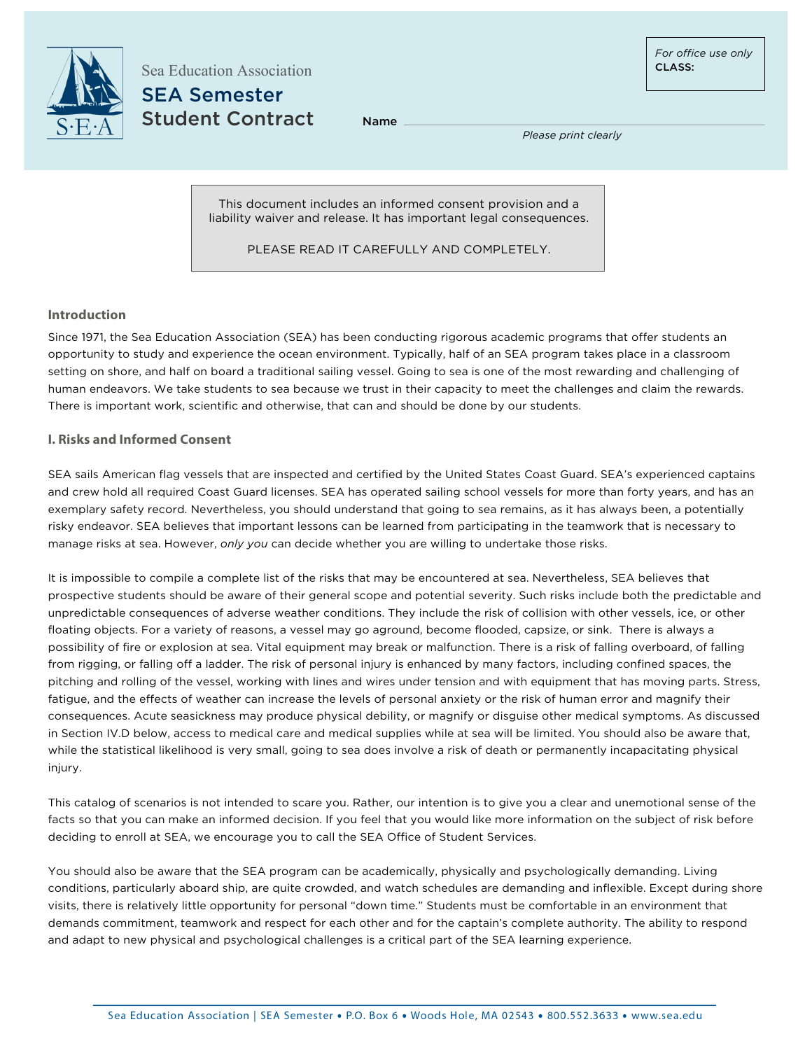Sea Education Association

# SEA Semester Student Contract

Name ______________________________

*Please print clearly*

*For office use only*
**CLASS:**

This document includes an informed consent provision and a liability waiver and release. It has important legal consequences.

PLEASE READ IT CAREFULLY AND COMPLETELY.

## Introduction

Since 1971, the Sea Education Association (SEA) has been conducting rigorous academic programs that offer students an opportunity to study and experience the ocean environment. Typically, half of an SEA program takes place in a classroom setting on shore, and half on board a traditional sailing vessel. Going to sea is one of the most rewarding and challenging of human endeavors. We take students to sea because we trust in their capacity to meet the challenges and claim the rewards. There is important work, scientific and otherwise, that can and should be done by our students.

## I. Risks and Informed Consent

SEA sails American flag vessels that are inspected and certified by the United States Coast Guard. SEA's experienced captains and crew hold all required Coast Guard licenses. SEA has operated sailing school vessels for more than forty years, and has an exemplary safety record. Nevertheless, you should understand that going to sea remains, as it has always been, a potentially risky endeavor. SEA believes that important lessons can be learned from participating in the teamwork that is necessary to manage risks at sea. However, *only you* can decide whether you are willing to undertake those risks.

It is impossible to compile a complete list of the risks that may be encountered at sea. Nevertheless, SEA believes that prospective students should be aware of their general scope and potential severity. Such risks include both the predictable and unpredictable consequences of adverse weather conditions. They include the risk of collision with other vessels, ice, or other floating objects. For a variety of reasons, a vessel may go aground, become flooded, capsize, or sink. There is always a possibility of fire or explosion at sea. Vital equipment may break or malfunction. There is a risk of falling overboard, of falling from rigging, or falling off a ladder. The risk of personal injury is enhanced by many factors, including confined spaces, the pitching and rolling of the vessel, working with lines and wires under tension and with equipment that has moving parts. Stress, fatigue, and the effects of weather can increase the levels of personal anxiety or the risk of human error and magnify their consequences. Acute seasickness may produce physical debility, or magnify or disguise other medical symptoms. As discussed in Section IV.D below, access to medical care and medical supplies while at sea will be limited. You should also be aware that, while the statistical likelihood is very small, going to sea does involve a risk of death or permanently incapacitating physical injury.

This catalog of scenarios is not intended to scare you. Rather, our intention is to give you a clear and unemotional sense of the facts so that you can make an informed decision. If you feel that you would like more information on the subject of risk before deciding to enroll at SEA, we encourage you to call the SEA Office of Student Services.

You should also be aware that the SEA program can be academically, physically and psychologically demanding. Living conditions, particularly aboard ship, are quite crowded, and watch schedules are demanding and inflexible. Except during shore visits, there is relatively little opportunity for personal "down time." Students must be comfortable in an environment that demands commitment, teamwork and respect for each other and for the captain's complete authority. The ability to respond and adapt to new physical and psychological challenges is a critical part of the SEA learning experience.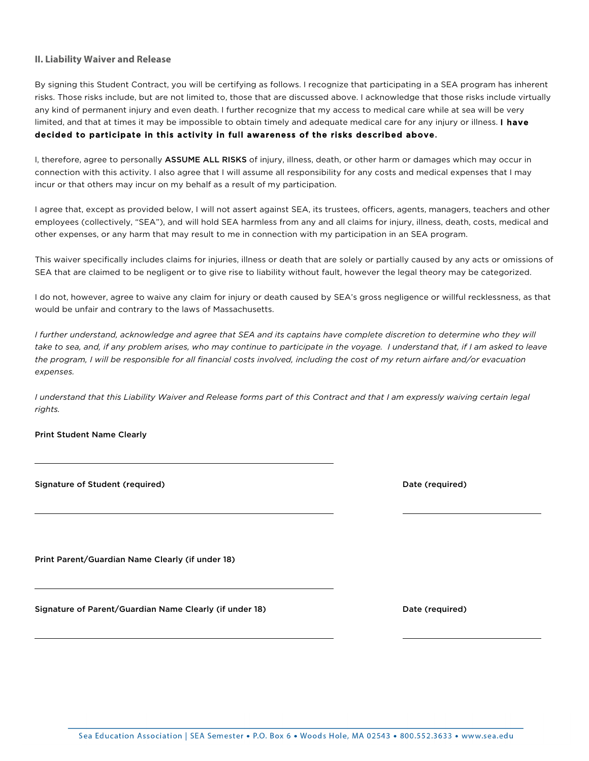## II. Liability Waiver and Release

By signing this Student Contract, you will be certifying as follows. I recognize that participating in a SEA program has inherent risks. Those risks include, but are not limited to, those that are discussed above. I acknowledge that those risks include virtually any kind of permanent injury and even death. I further recognize that my access to medical care while at sea will be very limited, and that at times it may be impossible to obtain timely and adequate medical care for any injury or illness. **I have decided to participate in this activity in full awareness of the risks described above.**

I, therefore, agree to personally **ASSUME ALL RISKS** of injury, illness, death, or other harm or damages which may occur in connection with this activity. I also agree that I will assume all responsibility for any costs and medical expenses that I may incur or that others may incur on my behalf as a result of my participation.

I agree that, except as provided below, I will not assert against SEA, its trustees, officers, agents, managers, teachers and other employees (collectively, "SEA"), and will hold SEA harmless from any and all claims for injury, illness, death, costs, medical and other expenses, or any harm that may result to me in connection with my participation in an SEA program.

This waiver specifically includes claims for injuries, illness or death that are solely or partially caused by any acts or omissions of SEA that are claimed to be negligent or to give rise to liability without fault, however the legal theory may be categorized.

I do not, however, agree to waive any claim for injury or death caused by SEA's gross negligence or willful recklessness, as that would be unfair and contrary to the laws of Massachusetts.

*I further understand, acknowledge and agree that SEA and its captains have complete discretion to determine who they will take to sea, and, if any problem arises, who may continue to participate in the voyage. I understand that, if I am asked to leave the program, I will be responsible for all financial costs involved, including the cost of my return airfare and/or evacuation expenses.*

*I understand that this Liability Waiver and Release forms part of this Contract and that I am expressly waiving certain legal rights.*

**Print Student Name Clearly**

______________________________

**Signature of Student (required)** ______________________________ **Date (required)** ______________

**Print Parent/Guardian Name Clearly (if under 18)**

______________________________

**Signature of Parent/Guardian Name Clearly (if under 18)** ______________________________ **Date (required)** ______________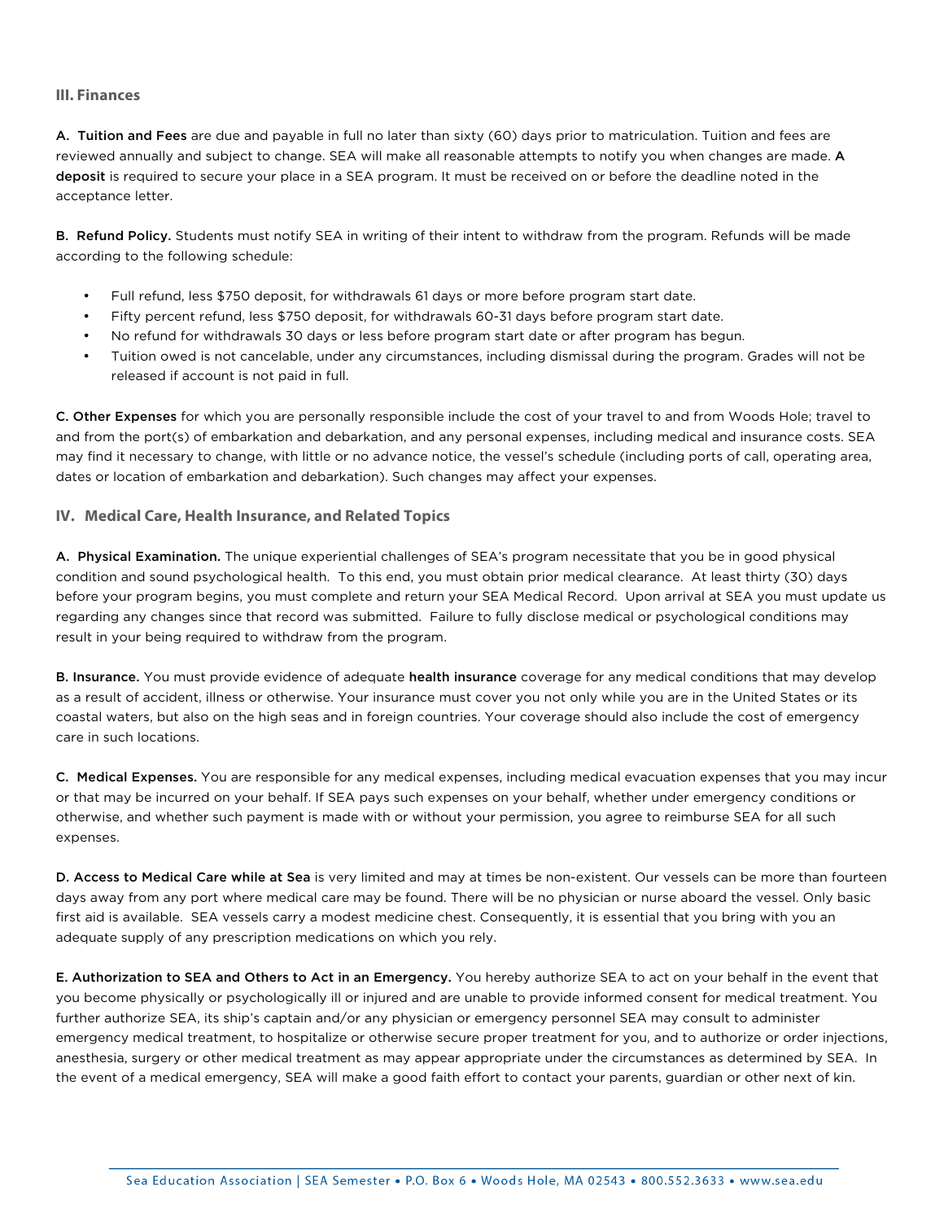### III. Finances

**A. Tuition and Fees** are due and payable in full no later than sixty (60) days prior to matriculation. Tuition and fees are reviewed annually and subject to change. SEA will make all reasonable attempts to notify you when changes are made. **A deposit** is required to secure your place in a SEA program. It must be received on or before the deadline noted in the acceptance letter.

**B. Refund Policy.** Students must notify SEA in writing of their intent to withdraw from the program. Refunds will be made according to the following schedule:

- Full refund, less $750 deposit, for withdrawals 61 days or more before program start date.
- Fifty percent refund, less $750 deposit, for withdrawals 60-31 days before program start date.
- No refund for withdrawals 30 days or less before program start date or after program has begun.
- Tuition owed is not cancelable, under any circumstances, including dismissal during the program. Grades will not be released if account is not paid in full.

**C. Other Expenses** for which you are personally responsible include the cost of your travel to and from Woods Hole; travel to and from the port(s) of embarkation and debarkation, and any personal expenses, including medical and insurance costs. SEA may find it necessary to change, with little or no advance notice, the vessel's schedule (including ports of call, operating area, dates or location of embarkation and debarkation). Such changes may affect your expenses.

### IV. Medical Care, Health Insurance, and Related Topics

**A. Physical Examination.** The unique experiential challenges of SEA's program necessitate that you be in good physical condition and sound psychological health. To this end, you must obtain prior medical clearance. At least thirty (30) days before your program begins, you must complete and return your SEA Medical Record. Upon arrival at SEA you must update us regarding any changes since that record was submitted. Failure to fully disclose medical or psychological conditions may result in your being required to withdraw from the program.

**B. Insurance.** You must provide evidence of adequate **health insurance** coverage for any medical conditions that may develop as a result of accident, illness or otherwise. Your insurance must cover you not only while you are in the United States or its coastal waters, but also on the high seas and in foreign countries. Your coverage should also include the cost of emergency care in such locations.

**C. Medical Expenses.** You are responsible for any medical expenses, including medical evacuation expenses that you may incur or that may be incurred on your behalf. If SEA pays such expenses on your behalf, whether under emergency conditions or otherwise, and whether such payment is made with or without your permission, you agree to reimburse SEA for all such expenses.

**D. Access to Medical Care while at Sea** is very limited and may at times be non-existent. Our vessels can be more than fourteen days away from any port where medical care may be found. There will be no physician or nurse aboard the vessel. Only basic first aid is available. SEA vessels carry a modest medicine chest. Consequently, it is essential that you bring with you an adequate supply of any prescription medications on which you rely.

**E. Authorization to SEA and Others to Act in an Emergency.** You hereby authorize SEA to act on your behalf in the event that you become physically or psychologically ill or injured and are unable to provide informed consent for medical treatment. You further authorize SEA, its ship's captain and/or any physician or emergency personnel SEA may consult to administer emergency medical treatment, to hospitalize or otherwise secure proper treatment for you, and to authorize or order injections, anesthesia, surgery or other medical treatment as may appear appropriate under the circumstances as determined by SEA. In the event of a medical emergency, SEA will make a good faith effort to contact your parents, guardian or other next of kin.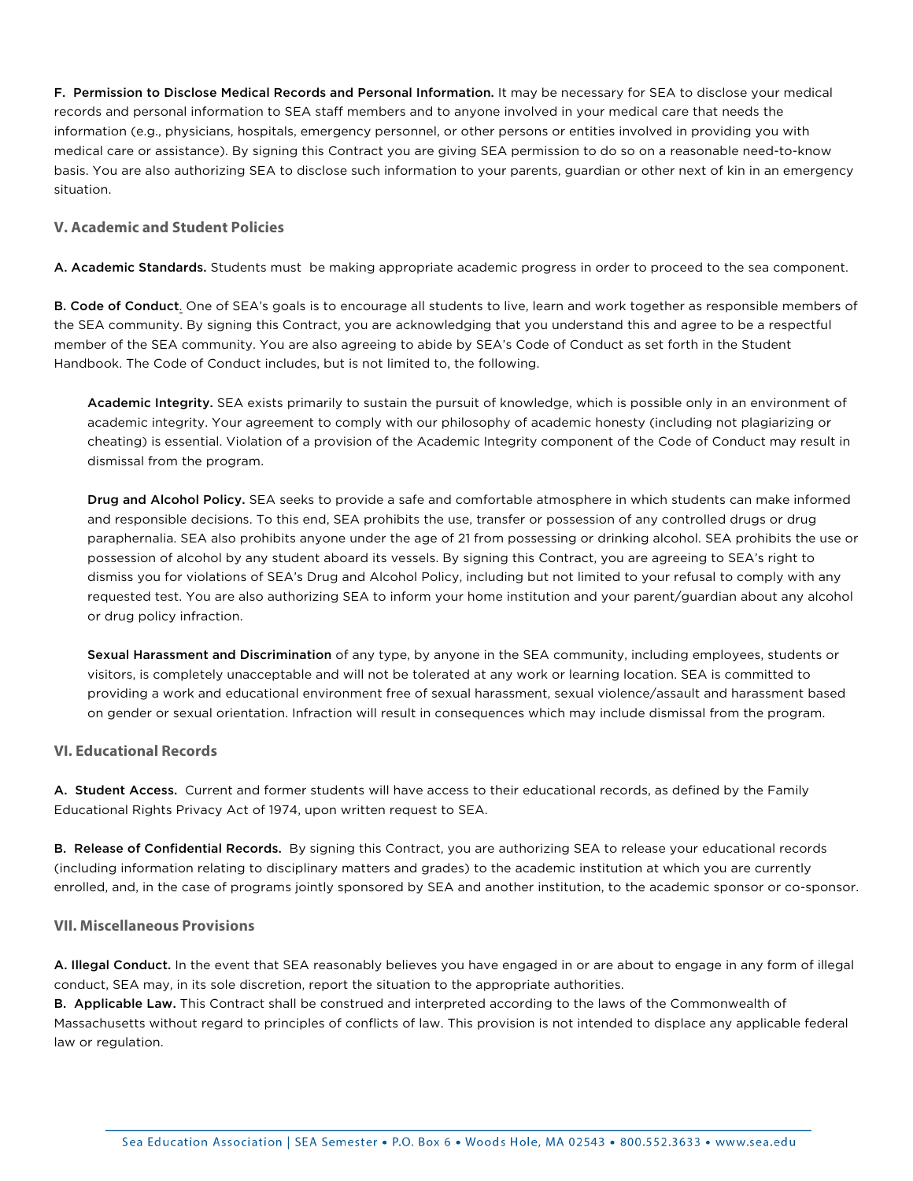**F. Permission to Disclose Medical Records and Personal Information.** It may be necessary for SEA to disclose your medical records and personal information to SEA staff members and to anyone involved in your medical care that needs the information (e.g., physicians, hospitals, emergency personnel, or other persons or entities involved in providing you with medical care or assistance). By signing this Contract you are giving SEA permission to do so on a reasonable need-to-know basis. You are also authorizing SEA to disclose such information to your parents, guardian or other next of kin in an emergency situation.

## V. Academic and Student Policies

**A. Academic Standards.** Students must be making appropriate academic progress in order to proceed to the sea component.

**B. Code of Conduct.** One of SEA's goals is to encourage all students to live, learn and work together as responsible members of the SEA community. By signing this Contract, you are acknowledging that you understand this and agree to be a respectful member of the SEA community. You are also agreeing to abide by SEA's Code of Conduct as set forth in the Student Handbook. The Code of Conduct includes, but is not limited to, the following.

> **Academic Integrity.** SEA exists primarily to sustain the pursuit of knowledge, which is possible only in an environment of academic integrity. Your agreement to comply with our philosophy of academic honesty (including not plagiarizing or cheating) is essential. Violation of a provision of the Academic Integrity component of the Code of Conduct may result in dismissal from the program.
>
> **Drug and Alcohol Policy.** SEA seeks to provide a safe and comfortable atmosphere in which students can make informed and responsible decisions. To this end, SEA prohibits the use, transfer or possession of any controlled drugs or drug paraphernalia. SEA also prohibits anyone under the age of 21 from possessing or drinking alcohol. SEA prohibits the use or possession of alcohol by any student aboard its vessels. By signing this Contract, you are agreeing to SEA's right to dismiss you for violations of SEA's Drug and Alcohol Policy, including but not limited to your refusal to comply with any requested test. You are also authorizing SEA to inform your home institution and your parent/guardian about any alcohol or drug policy infraction.
>
> **Sexual Harassment and Discrimination** of any type, by anyone in the SEA community, including employees, students or visitors, is completely unacceptable and will not be tolerated at any work or learning location. SEA is committed to providing a work and educational environment free of sexual harassment, sexual violence/assault and harassment based on gender or sexual orientation. Infraction will result in consequences which may include dismissal from the program.

## VI. Educational Records

**A. Student Access.** Current and former students will have access to their educational records, as defined by the Family Educational Rights Privacy Act of 1974, upon written request to SEA.

**B. Release of Confidential Records.** By signing this Contract, you are authorizing SEA to release your educational records (including information relating to disciplinary matters and grades) to the academic institution at which you are currently enrolled, and, in the case of programs jointly sponsored by SEA and another institution, to the academic sponsor or co-sponsor.

## VII. Miscellaneous Provisions

**A. Illegal Conduct.** In the event that SEA reasonably believes you have engaged in or are about to engage in any form of illegal conduct, SEA may, in its sole discretion, report the situation to the appropriate authorities.

**B. Applicable Law.** This Contract shall be construed and interpreted according to the laws of the Commonwealth of Massachusetts without regard to principles of conflicts of law. This provision is not intended to displace any applicable federal law or regulation.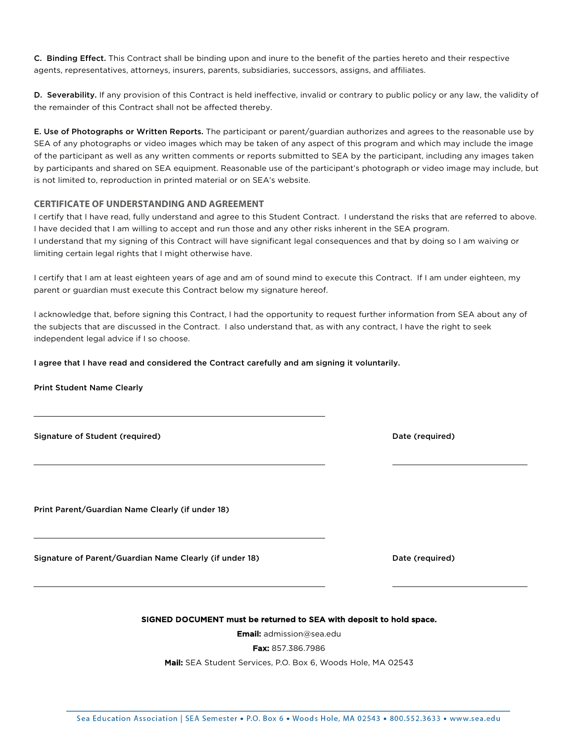**C. Binding Effect.** This Contract shall be binding upon and inure to the benefit of the parties hereto and their respective agents, representatives, attorneys, insurers, parents, subsidiaries, successors, assigns, and affiliates.

**D. Severability.** If any provision of this Contract is held ineffective, invalid or contrary to public policy or any law, the validity of the remainder of this Contract shall not be affected thereby.

**E. Use of Photographs or Written Reports.** The participant or parent/guardian authorizes and agrees to the reasonable use by SEA of any photographs or video images which may be taken of any aspect of this program and which may include the image of the participant as well as any written comments or reports submitted to SEA by the participant, including any images taken by participants and shared on SEA equipment. Reasonable use of the participant's photograph or video image may include, but is not limited to, reproduction in printed material or on SEA's website.

## CERTIFICATE OF UNDERSTANDING AND AGREEMENT

I certify that I have read, fully understand and agree to this Student Contract. I understand the risks that are referred to above. I have decided that I am willing to accept and run those and any other risks inherent in the SEA program.
I understand that my signing of this Contract will have significant legal consequences and that by doing so I am waiving or limiting certain legal rights that I might otherwise have.

I certify that I am at least eighteen years of age and am of sound mind to execute this Contract. If I am under eighteen, my parent or guardian must execute this Contract below my signature hereof.

I acknowledge that, before signing this Contract, I had the opportunity to request further information from SEA about any of the subjects that are discussed in the Contract. I also understand that, as with any contract, I have the right to seek independent legal advice if I so choose.

**I agree that I have read and considered the Contract carefully and am signing it voluntarily.**

**Print Student Name Clearly**

\_\_\_\_\_\_\_\_\_\_\_\_\_\_\_\_\_\_\_\_\_\_\_\_\_\_\_\_\_\_\_\_\_\_\_\_\_\_\_\_

**Signature of Student (required)** **Date (required)**

\_\_\_\_\_\_\_\_\_\_\_\_\_\_\_\_\_\_\_\_\_\_\_\_\_\_\_\_\_\_\_\_\_\_\_\_\_\_\_\_ \_\_\_\_\_\_\_\_\_\_\_\_\_\_\_\_\_\_\_\_

**Print Parent/Guardian Name Clearly (if under 18)**

\_\_\_\_\_\_\_\_\_\_\_\_\_\_\_\_\_\_\_\_\_\_\_\_\_\_\_\_\_\_\_\_\_\_\_\_\_\_\_\_

**Signature of Parent/Guardian Name Clearly (if under 18)** **Date (required)**

\_\_\_\_\_\_\_\_\_\_\_\_\_\_\_\_\_\_\_\_\_\_\_\_\_\_\_\_\_\_\_\_\_\_\_\_\_\_\_\_ \_\_\_\_\_\_\_\_\_\_\_\_\_\_\_\_\_\_\_\_

**SIGNED DOCUMENT must be returned to SEA with deposit to hold space.**

**Email:** admission@sea.edu

**Fax:** 857.386.7986

**Mail:** SEA Student Services, P.O. Box 6, Woods Hole, MA 02543